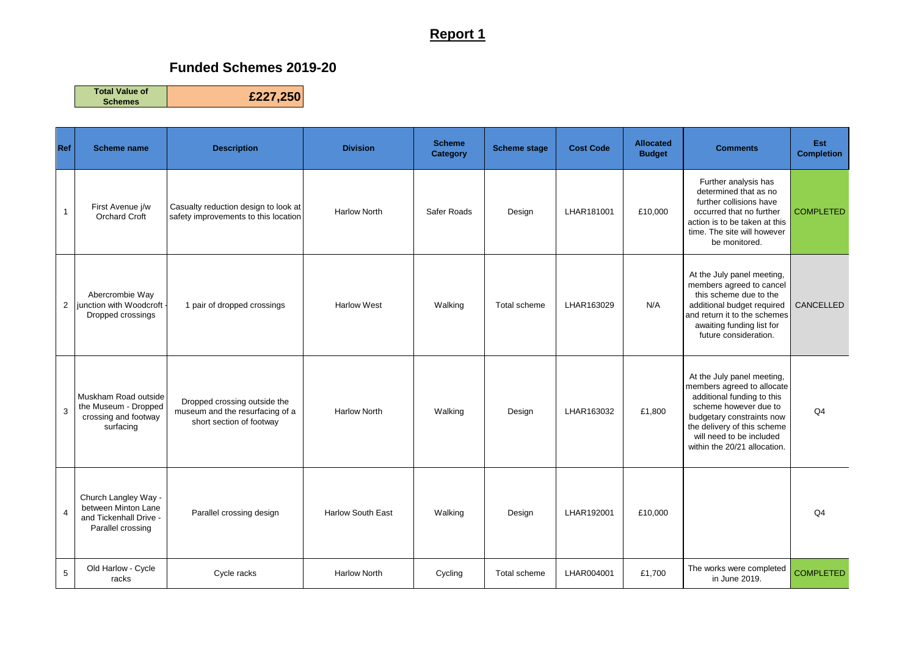# Report 1

## Funded Schemes 2019-20

| Total Value of Schemes | £227,250 |
|---|---|

| Ref | Scheme name | Description | Division | Scheme Category | Scheme stage | Cost Code | Allocated Budget | Comments | Est Completion |
|---|---|---|---|---|---|---|---|---|---|
| 1 | First Avenue j/w Orchard Croft | Casualty reduction design to look at safety improvements to this location | Harlow North | Safer Roads | Design | LHAR181001 | £10,000 | Further analysis has determined that as no further collisions have occurred that no further action is to be taken at this time. The site will however be monitored. | COMPLETED |
| 2 | Abercrombie Way junction with Woodcroft - Dropped crossings | 1 pair of dropped crossings | Harlow West | Walking | Total scheme | LHAR163029 | N/A | At the July panel meeting, members agreed to cancel this scheme due to the additional budget required and return it to the schemes awaiting funding list for future consideration. | CANCELLED |
| 3 | Muskham Road outside the Museum - Dropped crossing and footway surfacing | Dropped crossing outside the museum and the resurfacing of a short section of footway | Harlow North | Walking | Design | LHAR163032 | £1,800 | At the July panel meeting, members agreed to allocate additional funding to this scheme however due to budgetary constraints now the delivery of this scheme will need to be included within the 20/21 allocation. | Q4 |
| 4 | Church Langley Way - between Minton Lane and Tickenhall Drive - Parallel crossing | Parallel crossing design | Harlow South East | Walking | Design | LHAR192001 | £10,000 | | Q4 |
| 5 | Old Harlow - Cycle racks | Cycle racks | Harlow North | Cycling | Total scheme | LHAR004001 | £1,700 | The works were completed in June 2019. | COMPLETED |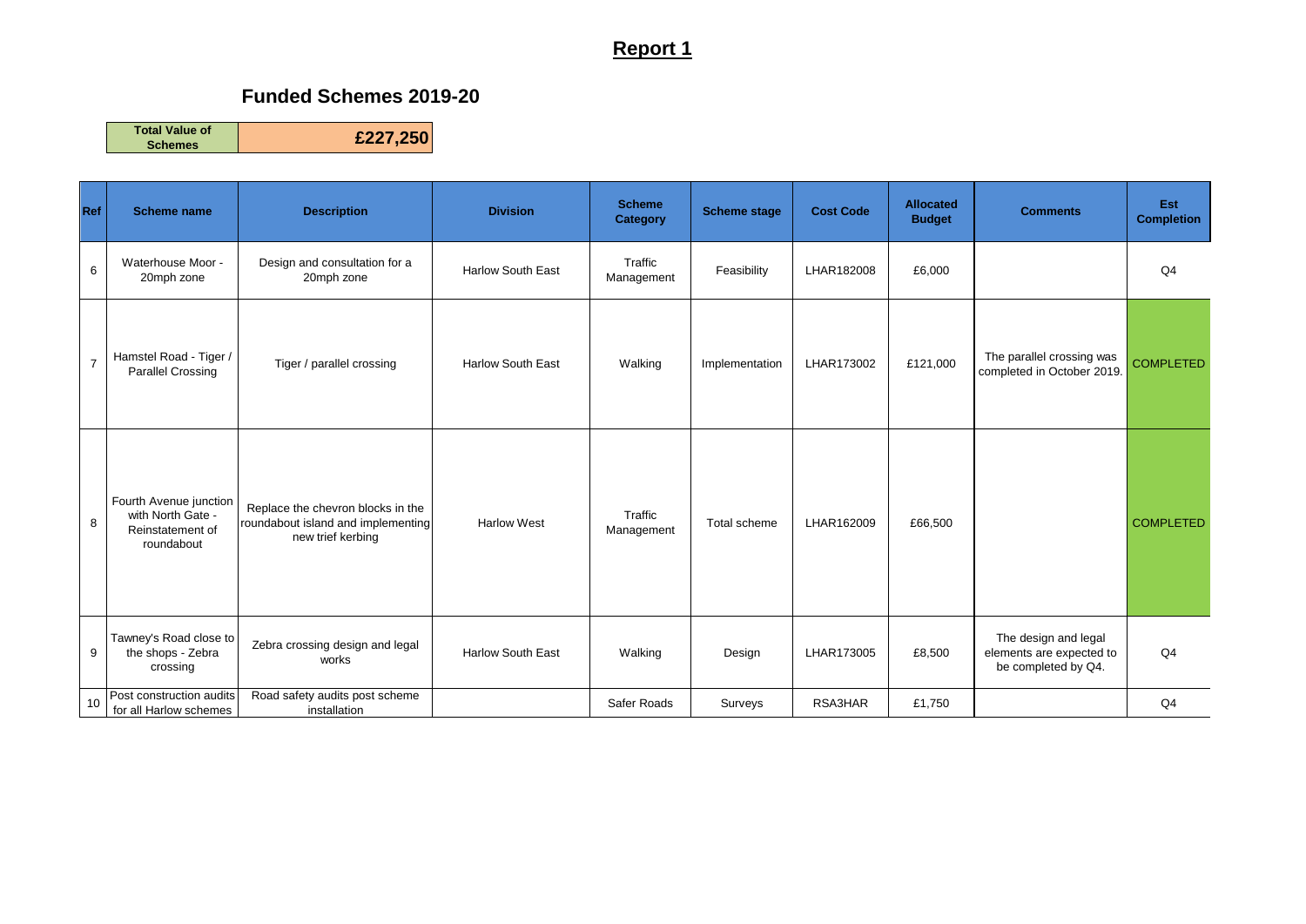## Report 1

### Funded Schemes 2019-20

| Total Value of Schemes | £227,250 |
|---|---|

| Ref | Scheme name | Description | Division | Scheme Category | Scheme stage | Cost Code | Allocated Budget | Comments | Est Completion |
|---|---|---|---|---|---|---|---|---|---|
| 6 | Waterhouse Moor - 20mph zone | Design and consultation for a 20mph zone | Harlow South East | Traffic Management | Feasibility | LHAR182008 | £6,000 | | Q4 |
| 7 | Hamstel Road - Tiger / Parallel Crossing | Tiger / parallel crossing | Harlow South East | Walking | Implementation | LHAR173002 | £121,000 | The parallel crossing was completed in October 2019. | COMPLETED |
| 8 | Fourth Avenue junction with North Gate - Reinstatement of roundabout | Replace the chevron blocks in the roundabout island and implementing new trief kerbing | Harlow West | Traffic Management | Total scheme | LHAR162009 | £66,500 | | COMPLETED |
| 9 | Tawney's Road close to the shops - Zebra crossing | Zebra crossing design and legal works | Harlow South East | Walking | Design | LHAR173005 | £8,500 | The design and legal elements are expected to be completed by Q4. | Q4 |
| 10 | Post construction audits for all Harlow schemes | Road safety audits post scheme installation | | Safer Roads | Surveys | RSA3HAR | £1,750 | | Q4 |